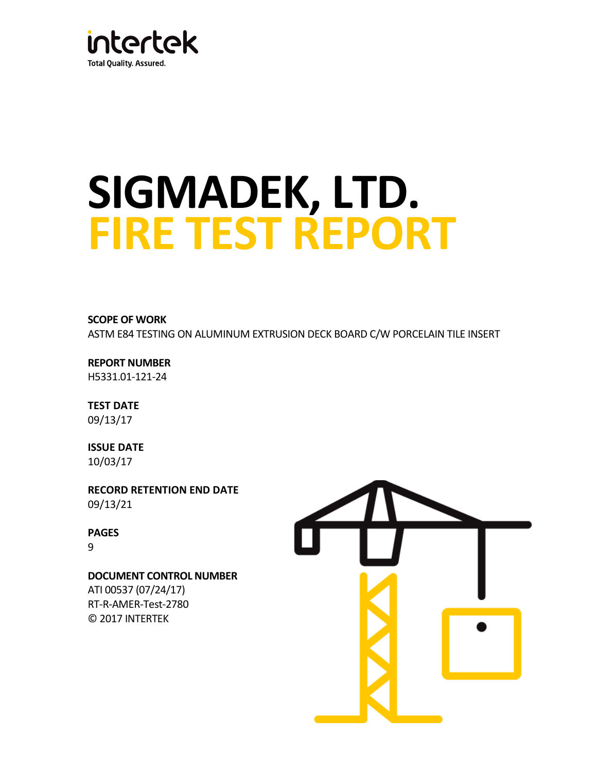intertek
Total Quality. Assured.

# SIGMADEK, LTD.
# FIRE TEST REPORT

**SCOPE OF WORK**
ASTM E84 TESTING ON ALUMINUM EXTRUSION DECK BOARD C/W PORCELAIN TILE INSERT

**REPORT NUMBER**
H5331.01-121-24

**TEST DATE**
09/13/17

**ISSUE DATE**
10/03/17

**RECORD RETENTION END DATE**
09/13/21

**PAGES**
9

**DOCUMENT CONTROL NUMBER**
ATI 00537 (07/24/17)
RT-R-AMER-Test-2780
© 2017 INTERTEK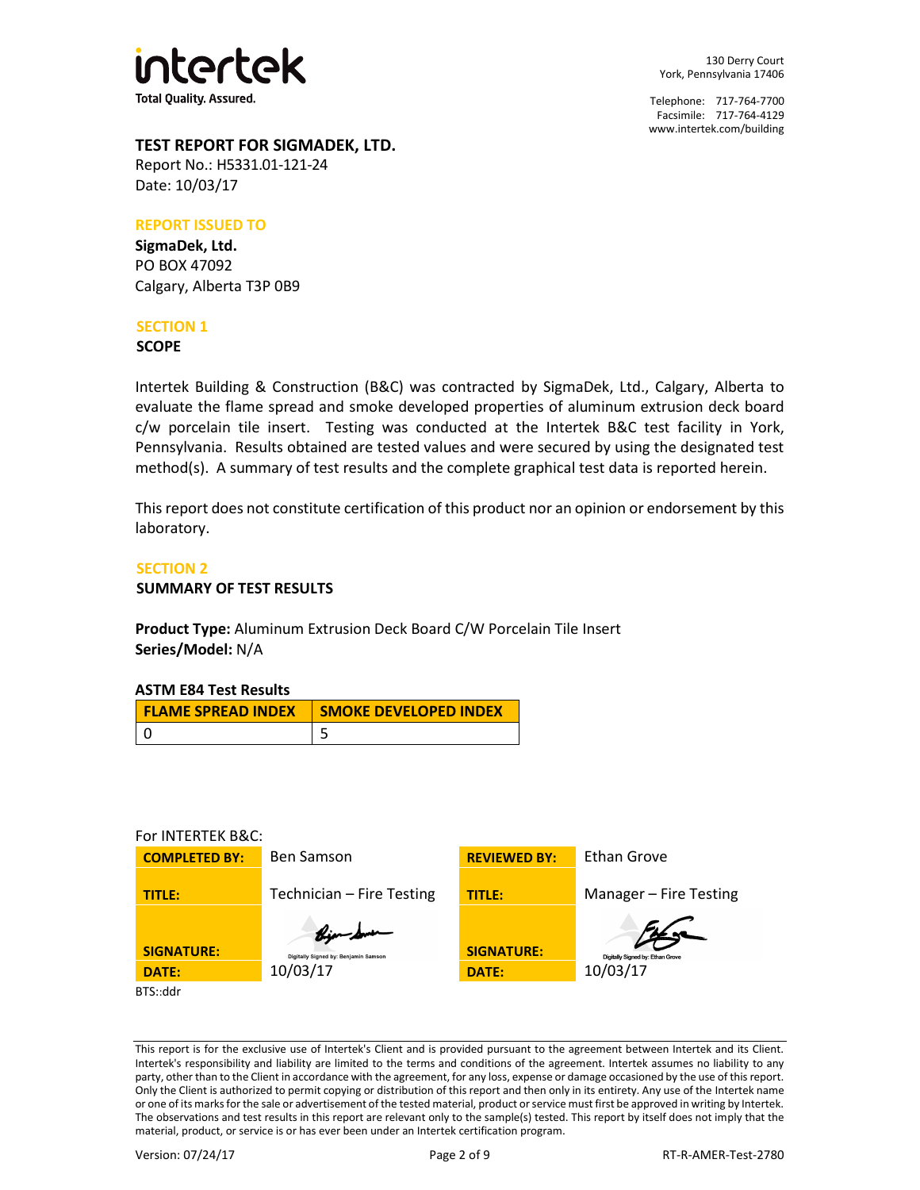intertek

Total Quality. Assured.

130 Derry Court
York, Pennsylvania 17406

Telephone: 717-764-7700
Facsimile: 717-764-4129
www.intertek.com/building

## TEST REPORT FOR SIGMADEK, LTD.

Report No.: H5331.01-121-24
Date: 10/03/17

### REPORT ISSUED TO

**SigmaDek, Ltd.**
PO BOX 47092
Calgary, Alberta T3P 0B9

### SECTION 1

**SCOPE**

Intertek Building & Construction (B&C) was contracted by SigmaDek, Ltd., Calgary, Alberta to evaluate the flame spread and smoke developed properties of aluminum extrusion deck board c/w porcelain tile insert. Testing was conducted at the Intertek B&C test facility in York, Pennsylvania. Results obtained are tested values and were secured by using the designated test method(s). A summary of test results and the complete graphical test data is reported herein.

This report does not constitute certification of this product nor an opinion or endorsement by this laboratory.

### SECTION 2

**SUMMARY OF TEST RESULTS**

**Product Type:** Aluminum Extrusion Deck Board C/W Porcelain Tile Insert
**Series/Model:** N/A

**ASTM E84 Test Results**

| FLAME SPREAD INDEX | SMOKE DEVELOPED INDEX |
|---|---|
| 0 | 5 |

For INTERTEK B&C:

| COMPLETED BY: | Ben Samson | REVIEWED BY: | Ethan Grove |
|---|---|---|---|
| TITLE: | Technician – Fire Testing | TITLE: | Manager – Fire Testing |
| SIGNATURE: | Digitally Signed by: Benjamin Samson | SIGNATURE: | Digitally Signed by: Ethan Grove |
| DATE: | 10/03/17 | DATE: | 10/03/17 |

BTS::ddr

This report is for the exclusive use of Intertek's Client and is provided pursuant to the agreement between Intertek and its Client. Intertek's responsibility and liability are limited to the terms and conditions of the agreement. Intertek assumes no liability to any party, other than to the Client in accordance with the agreement, for any loss, expense or damage occasioned by the use of this report. Only the Client is authorized to permit copying or distribution of this report and then only in its entirety. Any use of the Intertek name or one of its marks for the sale or advertisement of the tested material, product or service must first be approved in writing by Intertek. The observations and test results in this report are relevant only to the sample(s) tested. This report by itself does not imply that the material, product, or service is or has ever been under an Intertek certification program.

Version: 07/24/17 RT-R-AMER-Test-2780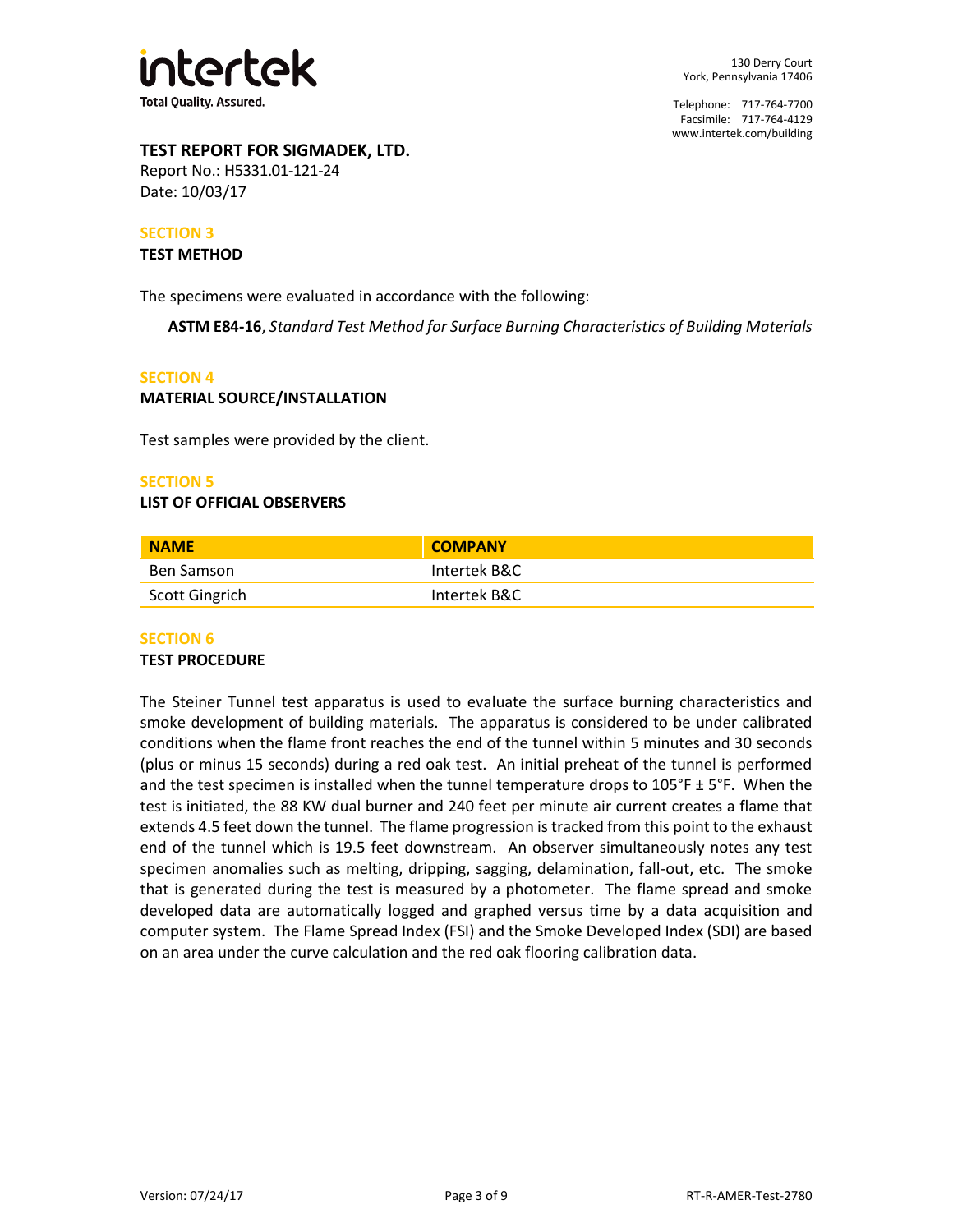**TEST REPORT FOR SIGMADEK, LTD.**
Report No.: H5331.01-121-24
Date: 10/03/17

## SECTION 3
### TEST METHOD

The specimens were evaluated in accordance with the following:

**ASTM E84-16**, *Standard Test Method for Surface Burning Characteristics of Building Materials*

## SECTION 4
### MATERIAL SOURCE/INSTALLATION

Test samples were provided by the client.

## SECTION 5
### LIST OF OFFICIAL OBSERVERS

| NAME | COMPANY |
| --- | --- |
| Ben Samson | Intertek B&C |
| Scott Gingrich | Intertek B&C |

## SECTION 6
### TEST PROCEDURE

The Steiner Tunnel test apparatus is used to evaluate the surface burning characteristics and smoke development of building materials. The apparatus is considered to be under calibrated conditions when the flame front reaches the end of the tunnel within 5 minutes and 30 seconds (plus or minus 15 seconds) during a red oak test. An initial preheat of the tunnel is performed and the test specimen is installed when the tunnel temperature drops to 105°F ± 5°F. When the test is initiated, the 88 KW dual burner and 240 feet per minute air current creates a flame that extends 4.5 feet down the tunnel. The flame progression is tracked from this point to the exhaust end of the tunnel which is 19.5 feet downstream. An observer simultaneously notes any test specimen anomalies such as melting, dripping, sagging, delamination, fall-out, etc. The smoke that is generated during the test is measured by a photometer. The flame spread and smoke developed data are automatically logged and graphed versus time by a data acquisition and computer system. The Flame Spread Index (FSI) and the Smoke Developed Index (SDI) are based on an area under the curve calculation and the red oak flooring calibration data.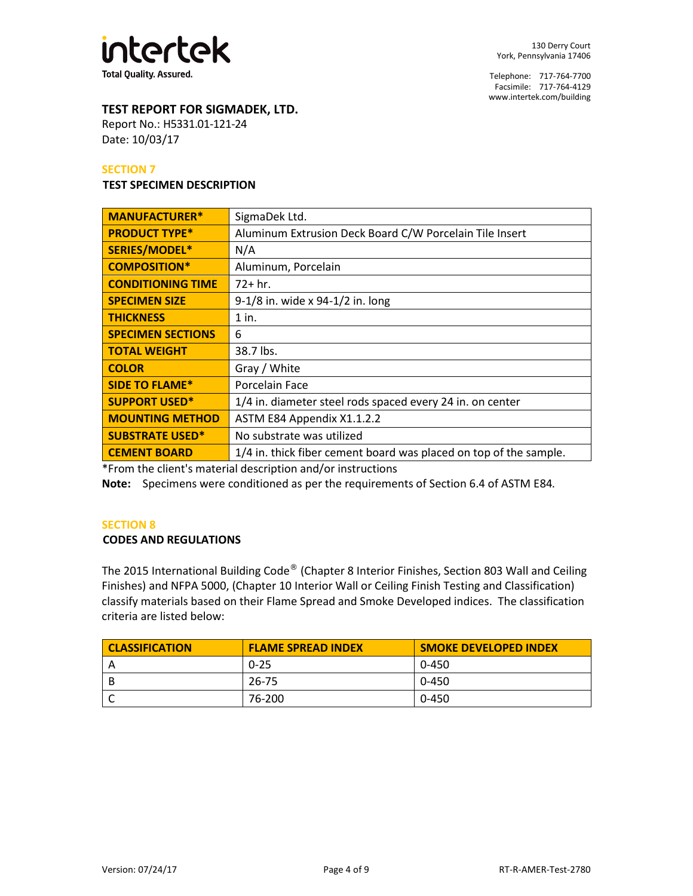**TEST REPORT FOR SIGMADEK, LTD.**
Report No.: H5331.01-121-24
Date: 10/03/17

## SECTION 7

### TEST SPECIMEN DESCRIPTION

| | |
|---|---|
| MANUFACTURER* | SigmaDek Ltd. |
| PRODUCT TYPE* | Aluminum Extrusion Deck Board C/W Porcelain Tile Insert |
| SERIES/MODEL* | N/A |
| COMPOSITION* | Aluminum, Porcelain |
| CONDITIONING TIME | 72+ hr. |
| SPECIMEN SIZE | 9-1/8 in. wide x 94-1/2 in. long |
| THICKNESS | 1 in. |
| SPECIMEN SECTIONS | 6 |
| TOTAL WEIGHT | 38.7 lbs. |
| COLOR | Gray / White |
| SIDE TO FLAME* | Porcelain Face |
| SUPPORT USED* | 1/4 in. diameter steel rods spaced every 24 in. on center |
| MOUNTING METHOD | ASTM E84 Appendix X1.1.2.2 |
| SUBSTRATE USED* | No substrate was utilized |
| CEMENT BOARD | 1/4 in. thick fiber cement board was placed on top of the sample. |

*From the client's material description and/or instructions

**Note:** Specimens were conditioned as per the requirements of Section 6.4 of ASTM E84.

## SECTION 8

### CODES AND REGULATIONS

The 2015 International Building Code® (Chapter 8 Interior Finishes, Section 803 Wall and Ceiling Finishes) and NFPA 5000, (Chapter 10 Interior Wall or Ceiling Finish Testing and Classification) classify materials based on their Flame Spread and Smoke Developed indices. The classification criteria are listed below:

| CLASSIFICATION | FLAME SPREAD INDEX | SMOKE DEVELOPED INDEX |
|---|---|---|
| A | 0-25 | 0-450 |
| B | 26-75 | 0-450 |
| C | 76-200 | 0-450 |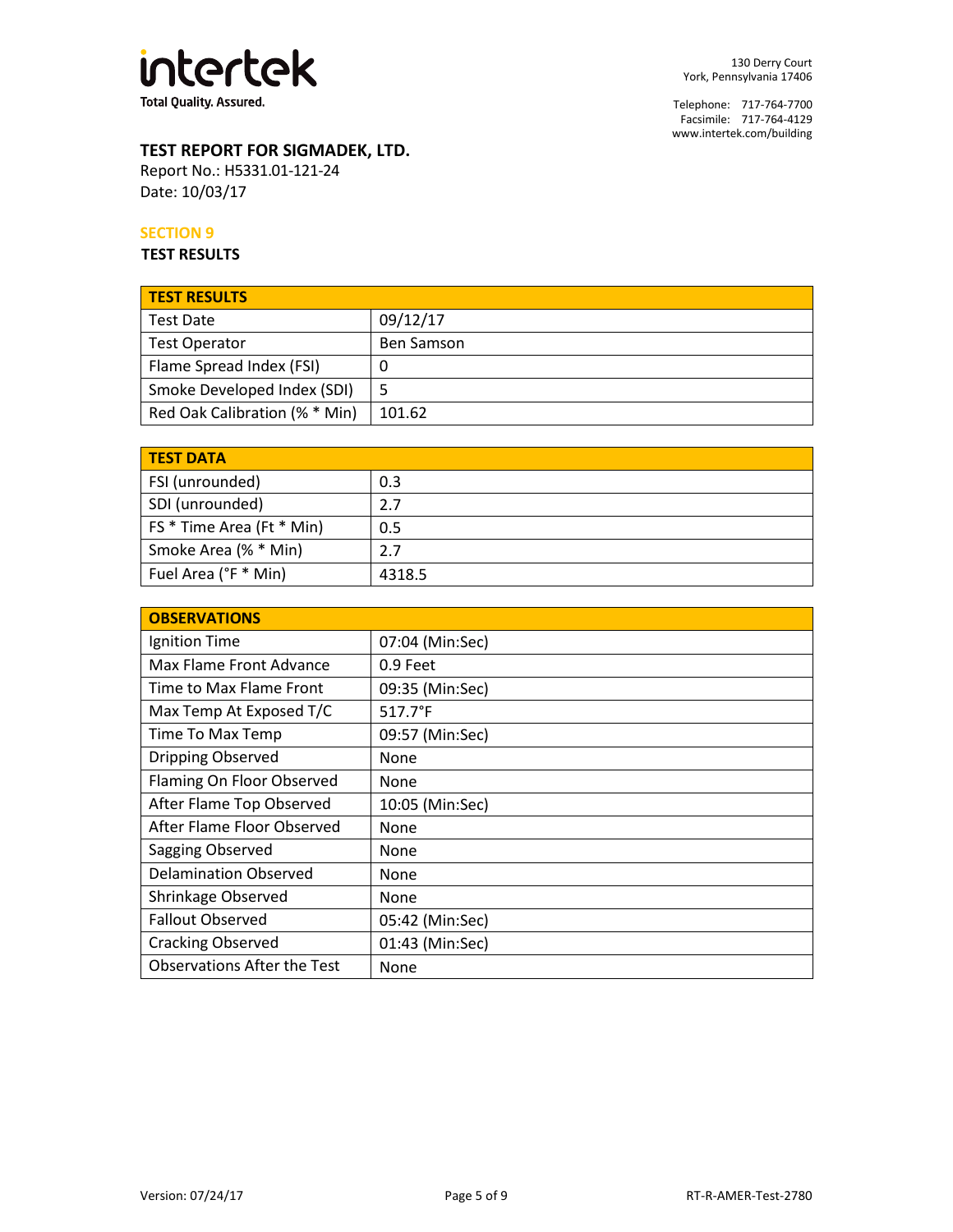## TEST REPORT FOR SIGMADEK, LTD.

Report No.: H5331.01-121-24

Date: 10/03/17

### SECTION 9

### TEST RESULTS

| TEST RESULTS | |
|---|---|
| Test Date | 09/12/17 |
| Test Operator | Ben Samson |
| Flame Spread Index (FSI) | 0 |
| Smoke Developed Index (SDI) | 5 |
| Red Oak Calibration (% * Min) | 101.62 |

| TEST DATA | |
|---|---|
| FSI (unrounded) | 0.3 |
| SDI (unrounded) | 2.7 |
| FS * Time Area (Ft * Min) | 0.5 |
| Smoke Area (% * Min) | 2.7 |
| Fuel Area (°F * Min) | 4318.5 |

| OBSERVATIONS | |
|---|---|
| Ignition Time | 07:04 (Min:Sec) |
| Max Flame Front Advance | 0.9 Feet |
| Time to Max Flame Front | 09:35 (Min:Sec) |
| Max Temp At Exposed T/C | 517.7°F |
| Time To Max Temp | 09:57 (Min:Sec) |
| Dripping Observed | None |
| Flaming On Floor Observed | None |
| After Flame Top Observed | 10:05 (Min:Sec) |
| After Flame Floor Observed | None |
| Sagging Observed | None |
| Delamination Observed | None |
| Shrinkage Observed | None |
| Fallout Observed | 05:42 (Min:Sec) |
| Cracking Observed | 01:43 (Min:Sec) |
| Observations After the Test | None |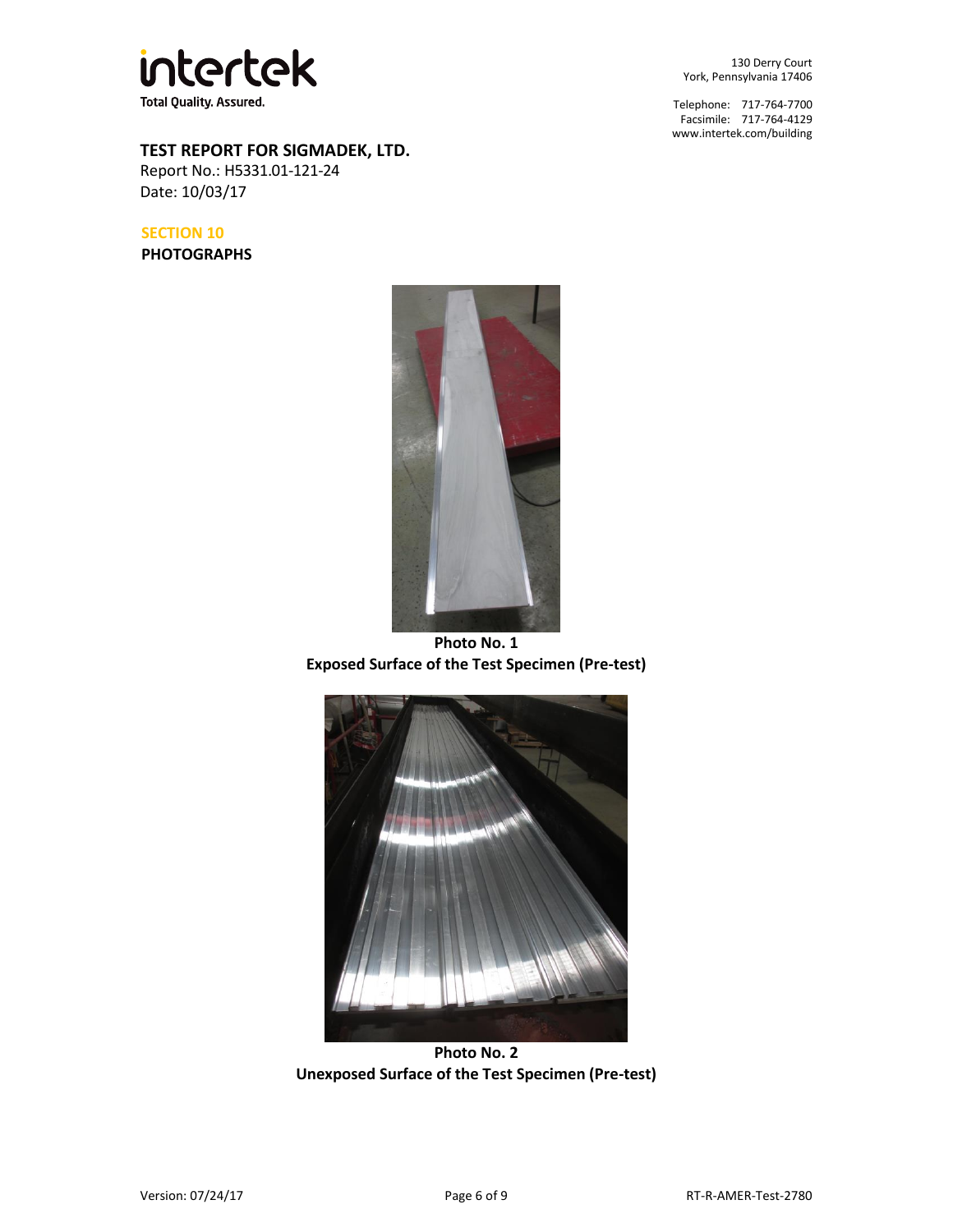**TEST REPORT FOR SIGMADEK, LTD.**
Report No.: H5331.01-121-24
Date: 10/03/17

## SECTION 10

## PHOTOGRAPHS

**Photo No. 1**
**Exposed Surface of the Test Specimen (Pre-test)**

**Photo No. 2**
**Unexposed Surface of the Test Specimen (Pre-test)**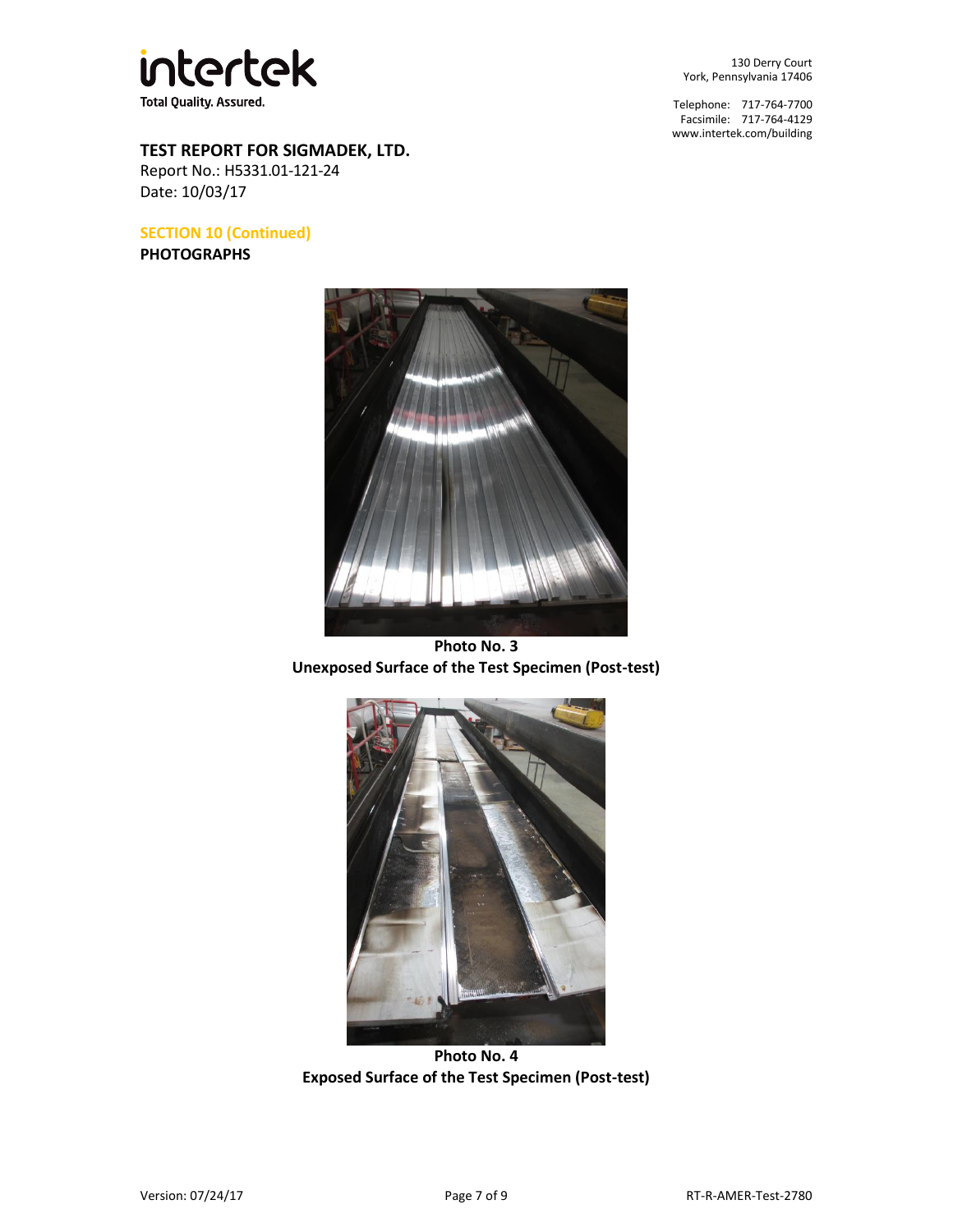**TEST REPORT FOR SIGMADEK, LTD.**
Report No.: H5331.01-121-24
Date: 10/03/17

## SECTION 10 (Continued)

**PHOTOGRAPHS**

**Photo No. 3**
**Unexposed Surface of the Test Specimen (Post-test)**

**Photo No. 4**
**Exposed Surface of the Test Specimen (Post-test)**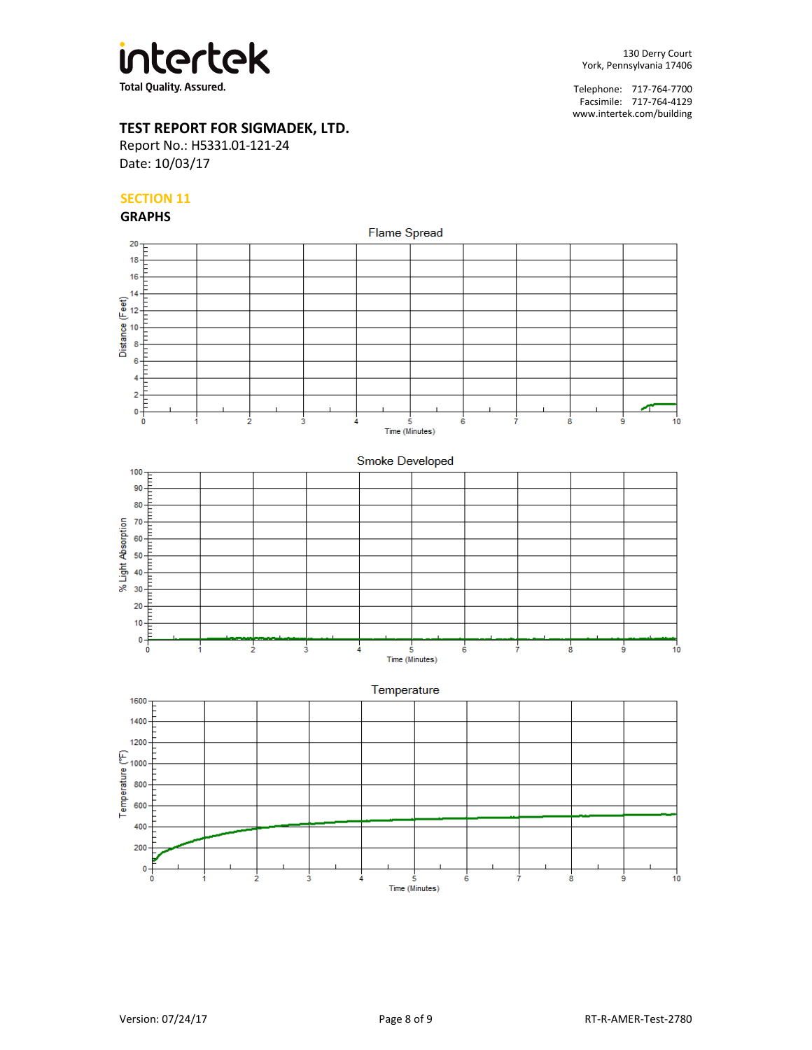# TEST REPORT FOR SIGMADEK, LTD.

Report No.: H5331.01-121-24
Date: 10/03/17

## SECTION 11

## GRAPHS

Flame Spread

Smoke Developed

Temperature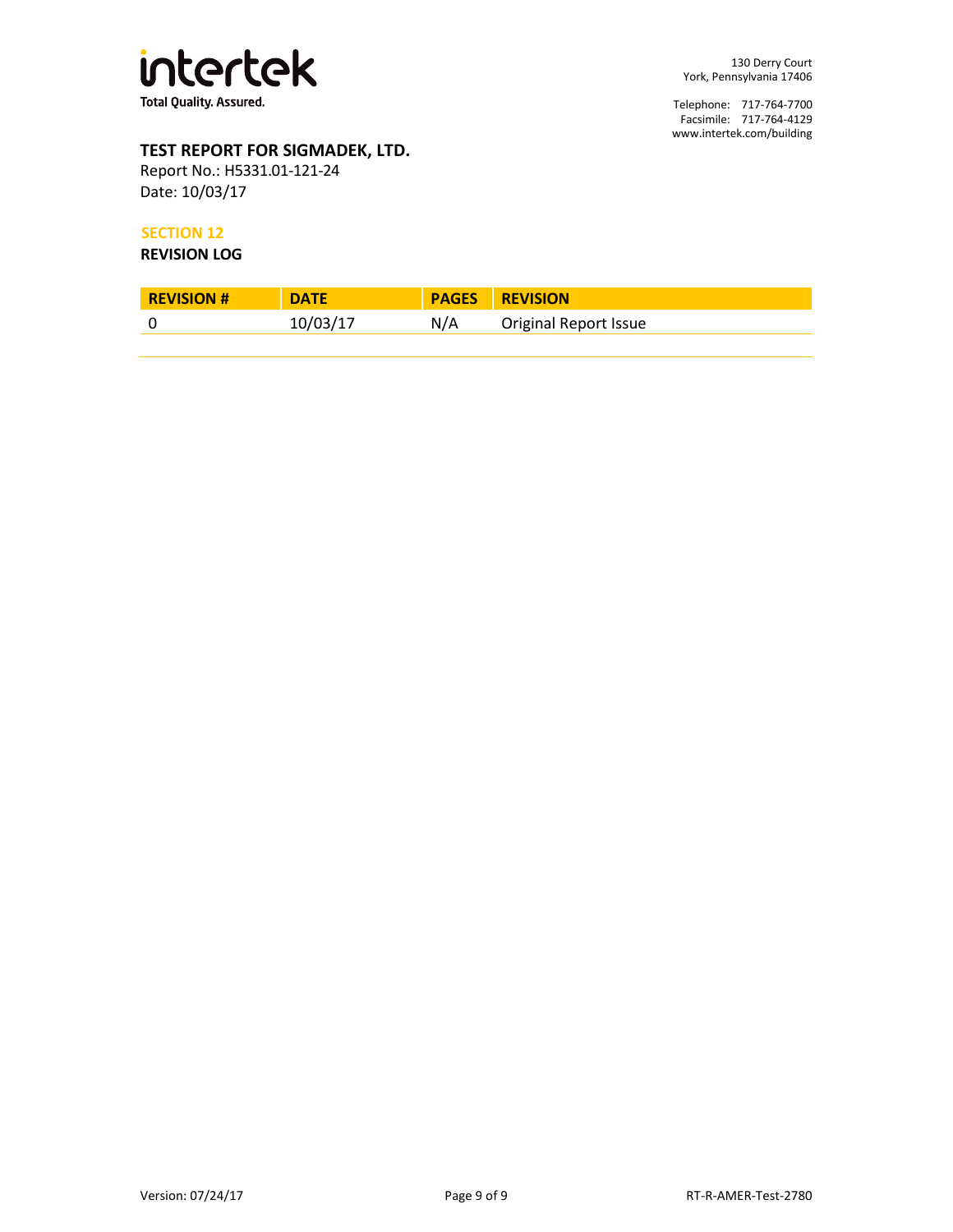**TEST REPORT FOR SIGMADEK, LTD.**
Report No.: H5331.01-121-24
Date: 10/03/17

## SECTION 12

### REVISION LOG

| REVISION # | DATE | PAGES | REVISION |
|---|---|---|---|
| 0 | 10/03/17 | N/A | Original Report Issue |